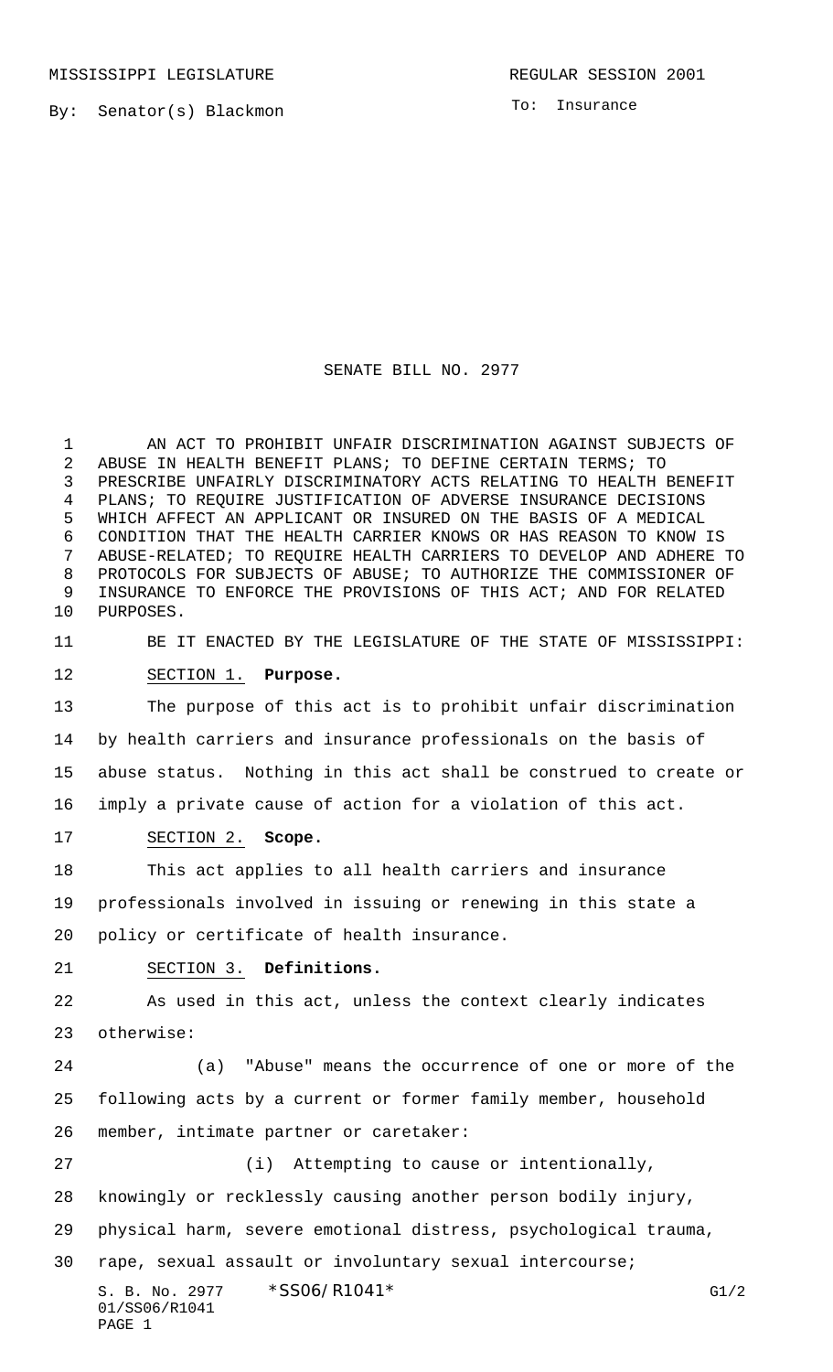MISSISSIPPI LEGISLATURE REGULAR SESSION 2001

By: Senator(s) Blackmon

To: Insurance

# SENATE BILL NO. 2977

AN ACT TO PROHIBIT UNFAIR DISCRIMINATION AGAINST SUBJECTS OF ABUSE IN HEALTH BENEFIT PLANS; TO DEFINE CERTAIN TERMS; TO PRESCRIBE UNFAIRLY DISCRIMINATORY ACTS RELATING TO HEALTH BENEFIT PLANS; TO REQUIRE JUSTIFICATION OF ADVERSE INSURANCE DECISIONS WHICH AFFECT AN APPLICANT OR INSURED ON THE BASIS OF A MEDICAL CONDITION THAT THE HEALTH CARRIER KNOWS OR HAS REASON TO KNOW IS ABUSE-RELATED; TO REQUIRE HEALTH CARRIERS TO DEVELOP AND ADHERE TO PROTOCOLS FOR SUBJECTS OF ABUSE; TO AUTHORIZE THE COMMISSIONER OF INSURANCE TO ENFORCE THE PROVISIONS OF THIS ACT; AND FOR RELATED PURPOSES.

BE IT ENACTED BY THE LEGISLATURE OF THE STATE OF MISSISSIPPI:

SECTION 1. **Purpose.**

The purpose of this act is to prohibit unfair discrimination by health carriers and insurance professionals on the basis of abuse status. Nothing in this act shall be construed to create or imply a private cause of action for a violation of this act.

SECTION 2. **Scope.**

This act applies to all health carriers and insurance professionals involved in issuing or renewing in this state a policy or certificate of health insurance.

SECTION 3. **Definitions.**

As used in this act, unless the context clearly indicates otherwise:

(a) "Abuse" means the occurrence of one or more of the following acts by a current or former family member, household member, intimate partner or caretaker:

(i) Attempting to cause or intentionally, knowingly or recklessly causing another person bodily injury, physical harm, severe emotional distress, psychological trauma, rape, sexual assault or involuntary sexual intercourse;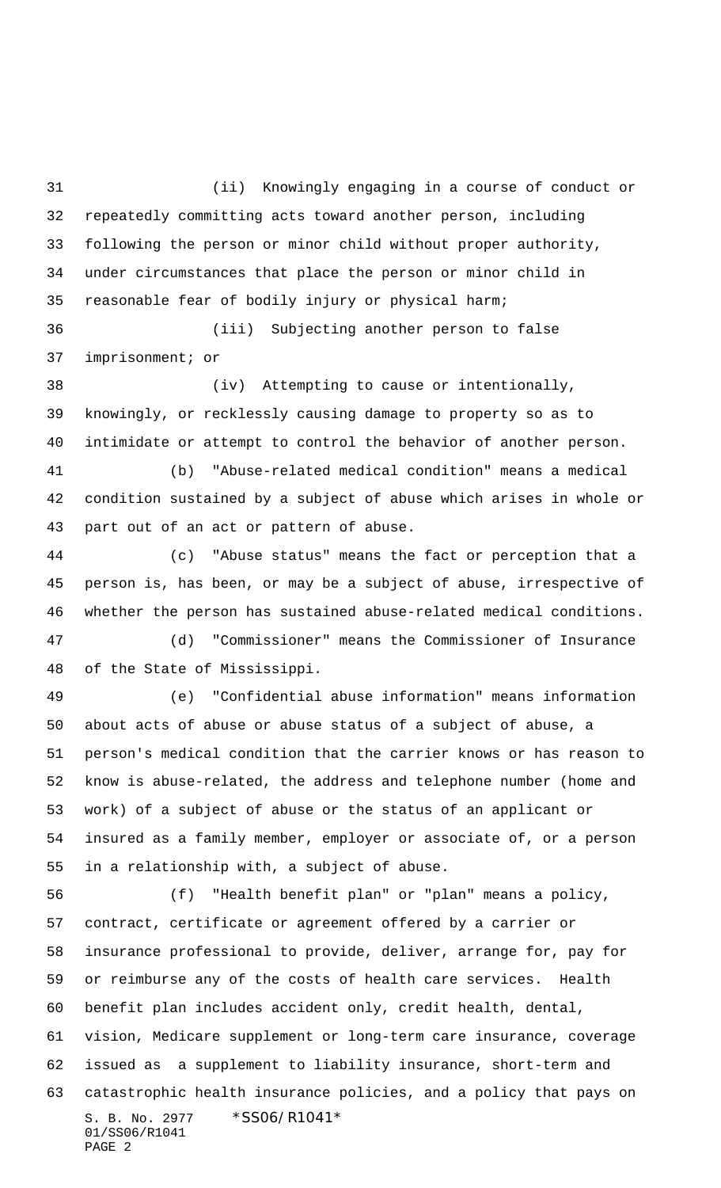(ii) Knowingly engaging in a course of conduct or repeatedly committing acts toward another person, including following the person or minor child without proper authority, under circumstances that place the person or minor child in reasonable fear of bodily injury or physical harm;

(iii) Subjecting another person to false imprisonment; or

(iv) Attempting to cause or intentionally, knowingly, or recklessly causing damage to property so as to intimidate or attempt to control the behavior of another person.

(b) "Abuse-related medical condition" means a medical condition sustained by a subject of abuse which arises in whole or part out of an act or pattern of abuse.

(c) "Abuse status" means the fact or perception that a person is, has been, or may be a subject of abuse, irrespective of whether the person has sustained abuse-related medical conditions.

(d) "Commissioner" means the Commissioner of Insurance of the State of Mississippi.

(e) "Confidential abuse information" means information about acts of abuse or abuse status of a subject of abuse, a person's medical condition that the carrier knows or has reason to know is abuse-related, the address and telephone number (home and work) of a subject of abuse or the status of an applicant or insured as a family member, employer or associate of, or a person in a relationship with, a subject of abuse.

(f) "Health benefit plan" or "plan" means a policy, contract, certificate or agreement offered by a carrier or insurance professional to provide, deliver, arrange for, pay for or reimburse any of the costs of health care services. Health benefit plan includes accident only, credit health, dental, vision, Medicare supplement or long-term care insurance, coverage issued as a supplement to liability insurance, short-term and catastrophic health insurance policies, and a policy that pays on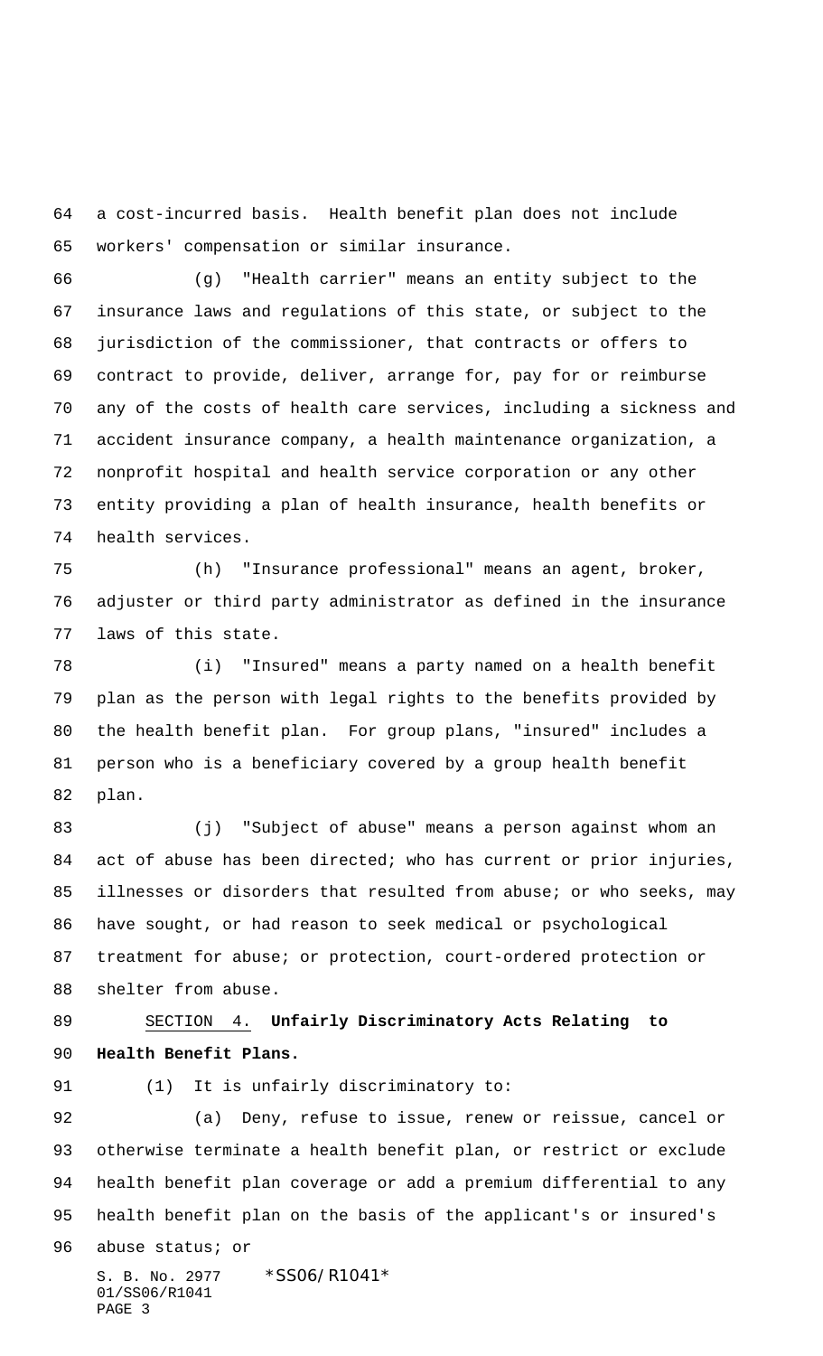a cost-incurred basis. Health benefit plan does not include workers' compensation or similar insurance.

(g) "Health carrier" means an entity subject to the insurance laws and regulations of this state, or subject to the jurisdiction of the commissioner, that contracts or offers to contract to provide, deliver, arrange for, pay for or reimburse any of the costs of health care services, including a sickness and accident insurance company, a health maintenance organization, a nonprofit hospital and health service corporation or any other entity providing a plan of health insurance, health benefits or health services.

(h) "Insurance professional" means an agent, broker, adjuster or third party administrator as defined in the insurance laws of this state.

(i) "Insured" means a party named on a health benefit plan as the person with legal rights to the benefits provided by the health benefit plan. For group plans, "insured" includes a person who is a beneficiary covered by a group health benefit plan.

(j) "Subject of abuse" means a person against whom an act of abuse has been directed; who has current or prior injuries, illnesses or disorders that resulted from abuse; or who seeks, may have sought, or had reason to seek medical or psychological treatment for abuse; or protection, court-ordered protection or shelter from abuse.

SECTION 4. **Unfairly Discriminatory Acts Relating to Health Benefit Plans.**

(1) It is unfairly discriminatory to:

(a) Deny, refuse to issue, renew or reissue, cancel or otherwise terminate a health benefit plan, or restrict or exclude health benefit plan coverage or add a premium differential to any health benefit plan on the basis of the applicant's or insured's abuse status; or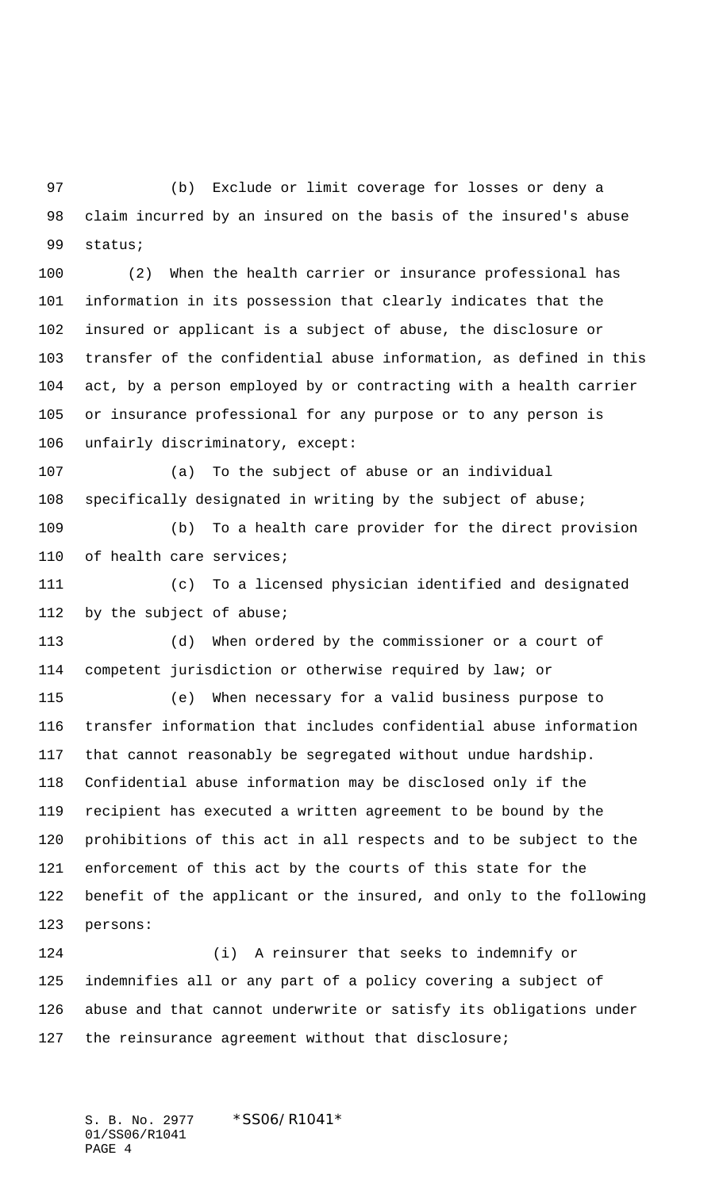(b) Exclude or limit coverage for losses or deny a claim incurred by an insured on the basis of the insured's abuse status;

(2) When the health carrier or insurance professional has information in its possession that clearly indicates that the insured or applicant is a subject of abuse, the disclosure or transfer of the confidential abuse information, as defined in this act, by a person employed by or contracting with a health carrier or insurance professional for any purpose or to any person is unfairly discriminatory, except:

(a) To the subject of abuse or an individual specifically designated in writing by the subject of abuse;

(b) To a health care provider for the direct provision of health care services;

(c) To a licensed physician identified and designated by the subject of abuse;

(d) When ordered by the commissioner or a court of competent jurisdiction or otherwise required by law; or

(e) When necessary for a valid business purpose to transfer information that includes confidential abuse information that cannot reasonably be segregated without undue hardship. Confidential abuse information may be disclosed only if the recipient has executed a written agreement to be bound by the prohibitions of this act in all respects and to be subject to the enforcement of this act by the courts of this state for the benefit of the applicant or the insured, and only to the following persons:

(i) A reinsurer that seeks to indemnify or indemnifies all or any part of a policy covering a subject of abuse and that cannot underwrite or satisfy its obligations under the reinsurance agreement without that disclosure;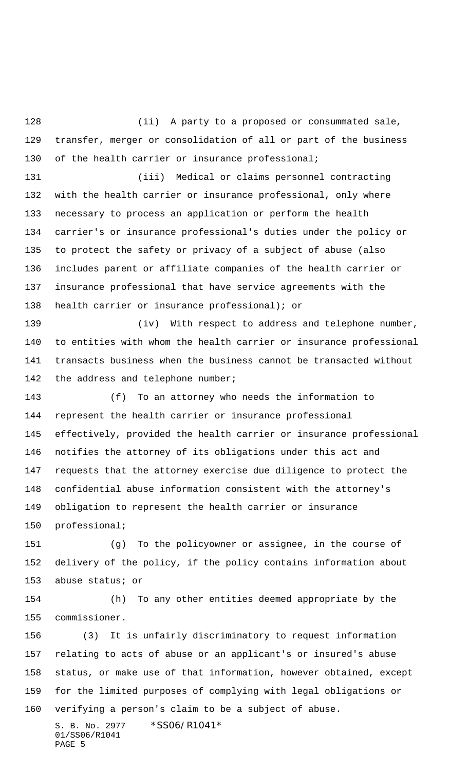(ii) A party to a proposed or consummated sale, transfer, merger or consolidation of all or part of the business of the health carrier or insurance professional;

(iii) Medical or claims personnel contracting with the health carrier or insurance professional, only where necessary to process an application or perform the health carrier's or insurance professional's duties under the policy or to protect the safety or privacy of a subject of abuse (also includes parent or affiliate companies of the health carrier or insurance professional that have service agreements with the health carrier or insurance professional); or

(iv) With respect to address and telephone number, to entities with whom the health carrier or insurance professional transacts business when the business cannot be transacted without the address and telephone number;

(f) To an attorney who needs the information to represent the health carrier or insurance professional effectively, provided the health carrier or insurance professional notifies the attorney of its obligations under this act and requests that the attorney exercise due diligence to protect the confidential abuse information consistent with the attorney's obligation to represent the health carrier or insurance professional;

(g) To the policyowner or assignee, in the course of delivery of the policy, if the policy contains information about abuse status; or

(h) To any other entities deemed appropriate by the commissioner.

(3) It is unfairly discriminatory to request information relating to acts of abuse or an applicant's or insured's abuse status, or make use of that information, however obtained, except for the limited purposes of complying with legal obligations or verifying a person's claim to be a subject of abuse.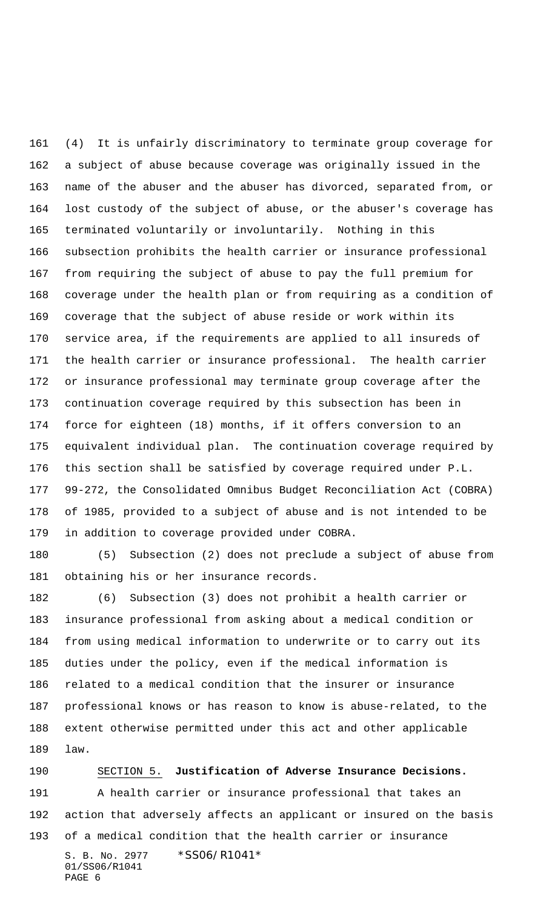(4) It is unfairly discriminatory to terminate group coverage for a subject of abuse because coverage was originally issued in the name of the abuser and the abuser has divorced, separated from, or lost custody of the subject of abuse, or the abuser's coverage has terminated voluntarily or involuntarily. Nothing in this subsection prohibits the health carrier or insurance professional from requiring the subject of abuse to pay the full premium for coverage under the health plan or from requiring as a condition of coverage that the subject of abuse reside or work within its service area, if the requirements are applied to all insureds of the health carrier or insurance professional. The health carrier or insurance professional may terminate group coverage after the continuation coverage required by this subsection has been in force for eighteen (18) months, if it offers conversion to an equivalent individual plan. The continuation coverage required by this section shall be satisfied by coverage required under P.L. 99-272, the Consolidated Omnibus Budget Reconciliation Act (COBRA) of 1985, provided to a subject of abuse and is not intended to be in addition to coverage provided under COBRA.

(5) Subsection (2) does not preclude a subject of abuse from obtaining his or her insurance records.

(6) Subsection (3) does not prohibit a health carrier or insurance professional from asking about a medical condition or from using medical information to underwrite or to carry out its duties under the policy, even if the medical information is related to a medical condition that the insurer or insurance professional knows or has reason to know is abuse-related, to the extent otherwise permitted under this act and other applicable law.

SECTION 5. **Justification of Adverse Insurance Decisions.**

A health carrier or insurance professional that takes an action that adversely affects an applicant or insured on the basis of a medical condition that the health carrier or insurance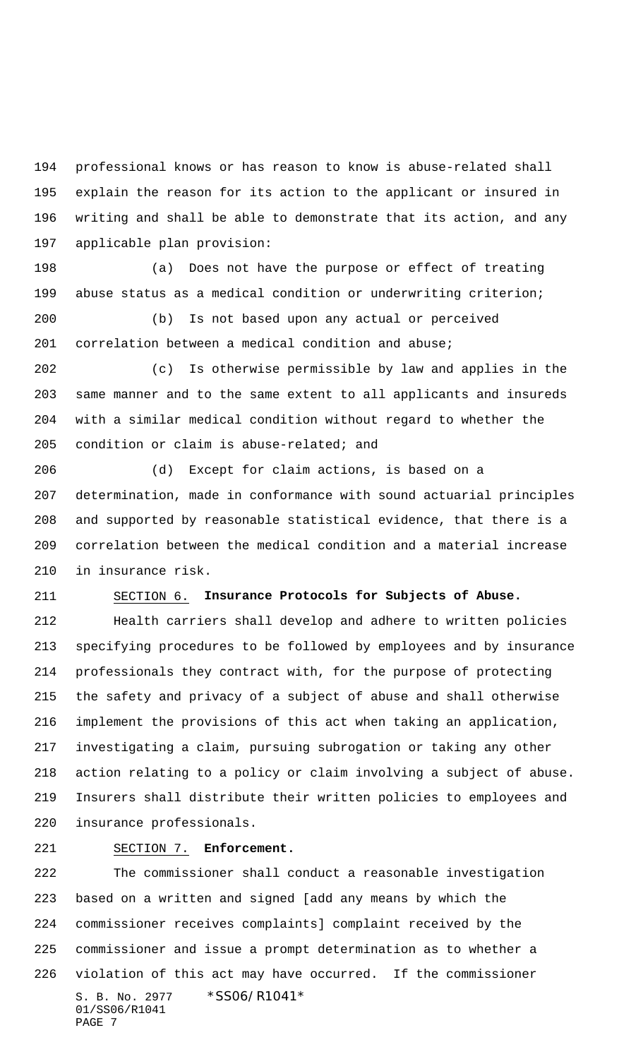professional knows or has reason to know is abuse-related shall explain the reason for its action to the applicant or insured in writing and shall be able to demonstrate that its action, and any applicable plan provision:

(a) Does not have the purpose or effect of treating abuse status as a medical condition or underwriting criterion;

(b) Is not based upon any actual or perceived correlation between a medical condition and abuse;

(c) Is otherwise permissible by law and applies in the same manner and to the same extent to all applicants and insureds with a similar medical condition without regard to whether the condition or claim is abuse-related; and

(d) Except for claim actions, is based on a determination, made in conformance with sound actuarial principles and supported by reasonable statistical evidence, that there is a correlation between the medical condition and a material increase in insurance risk.

SECTION 6. **Insurance Protocols for Subjects of Abuse.**

Health carriers shall develop and adhere to written policies specifying procedures to be followed by employees and by insurance professionals they contract with, for the purpose of protecting the safety and privacy of a subject of abuse and shall otherwise implement the provisions of this act when taking an application, investigating a claim, pursuing subrogation or taking any other action relating to a policy or claim involving a subject of abuse. Insurers shall distribute their written policies to employees and insurance professionals.

SECTION 7. **Enforcement.**

The commissioner shall conduct a reasonable investigation based on a written and signed [add any means by which the commissioner receives complaints] complaint received by the commissioner and issue a prompt determination as to whether a violation of this act may have occurred. If the commissioner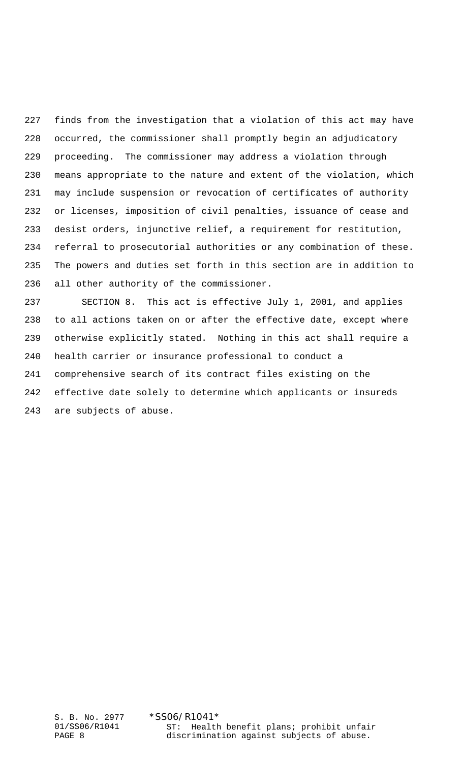finds from the investigation that a violation of this act may have occurred, the commissioner shall promptly begin an adjudicatory proceeding. The commissioner may address a violation through means appropriate to the nature and extent of the violation, which may include suspension or revocation of certificates of authority or licenses, imposition of civil penalties, issuance of cease and desist orders, injunctive relief, a requirement for restitution, referral to prosecutorial authorities or any combination of these. The powers and duties set forth in this section are in addition to all other authority of the commissioner.

SECTION 8. This act is effective July 1, 2001, and applies to all actions taken on or after the effective date, except where otherwise explicitly stated. Nothing in this act shall require a health carrier or insurance professional to conduct a comprehensive search of its contract files existing on the effective date solely to determine which applicants or insureds are subjects of abuse.